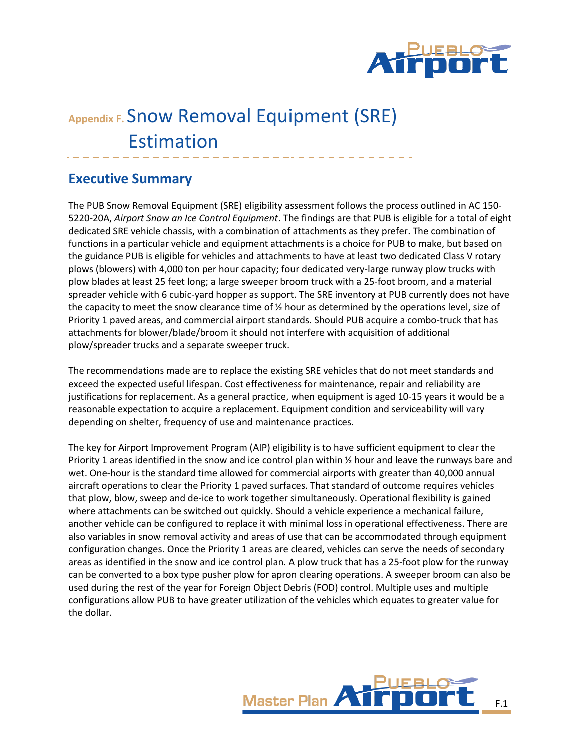# Appendix F. Snow Removal Equipment (SRE) Estimation

## Executive Summary

The PUB Snow Removal Equipment (SRE) eligibility assessment follows the process outlined in AC 150-5220-20A, *Airport Snow an Ice Control Equipment*. The findings are that PUB is eligible for a total of eight dedicated SRE vehicle chassis, with a combination of attachments as they prefer. The combination of functions in a particular vehicle and equipment attachments is a choice for PUB to make, but based on the guidance PUB is eligible for vehicles and attachments to have at least two dedicated Class V rotary plows (blowers) with 4,000 ton per hour capacity; four dedicated very-large runway plow trucks with plow blades at least 25 feet long; a large sweeper broom truck with a 25-foot broom, and a material spreader vehicle with 6 cubic-yard hopper as support. The SRE inventory at PUB currently does not have the capacity to meet the snow clearance time of ½ hour as determined by the operations level, size of Priority 1 paved areas, and commercial airport standards. Should PUB acquire a combo-truck that has attachments for blower/blade/broom it should not interfere with acquisition of additional plow/spreader trucks and a separate sweeper truck.

The recommendations made are to replace the existing SRE vehicles that do not meet standards and exceed the expected useful lifespan. Cost effectiveness for maintenance, repair and reliability are justifications for replacement. As a general practice, when equipment is aged 10-15 years it would be a reasonable expectation to acquire a replacement. Equipment condition and serviceability will vary depending on shelter, frequency of use and maintenance practices.

The key for Airport Improvement Program (AIP) eligibility is to have sufficient equipment to clear the Priority 1 areas identified in the snow and ice control plan within ½ hour and leave the runways bare and wet. One-hour is the standard time allowed for commercial airports with greater than 40,000 annual aircraft operations to clear the Priority 1 paved surfaces. That standard of outcome requires vehicles that plow, blow, sweep and de-ice to work together simultaneously. Operational flexibility is gained where attachments can be switched out quickly. Should a vehicle experience a mechanical failure, another vehicle can be configured to replace it with minimal loss in operational effectiveness. There are also variables in snow removal activity and areas of use that can be accommodated through equipment configuration changes. Once the Priority 1 areas are cleared, vehicles can serve the needs of secondary areas as identified in the snow and ice control plan. A plow truck that has a 25-foot plow for the runway can be converted to a box type pusher plow for apron clearing operations. A sweeper broom can also be used during the rest of the year for Foreign Object Debris (FOD) control. Multiple uses and multiple configurations allow PUB to have greater utilization of the vehicles which equates to greater value for the dollar.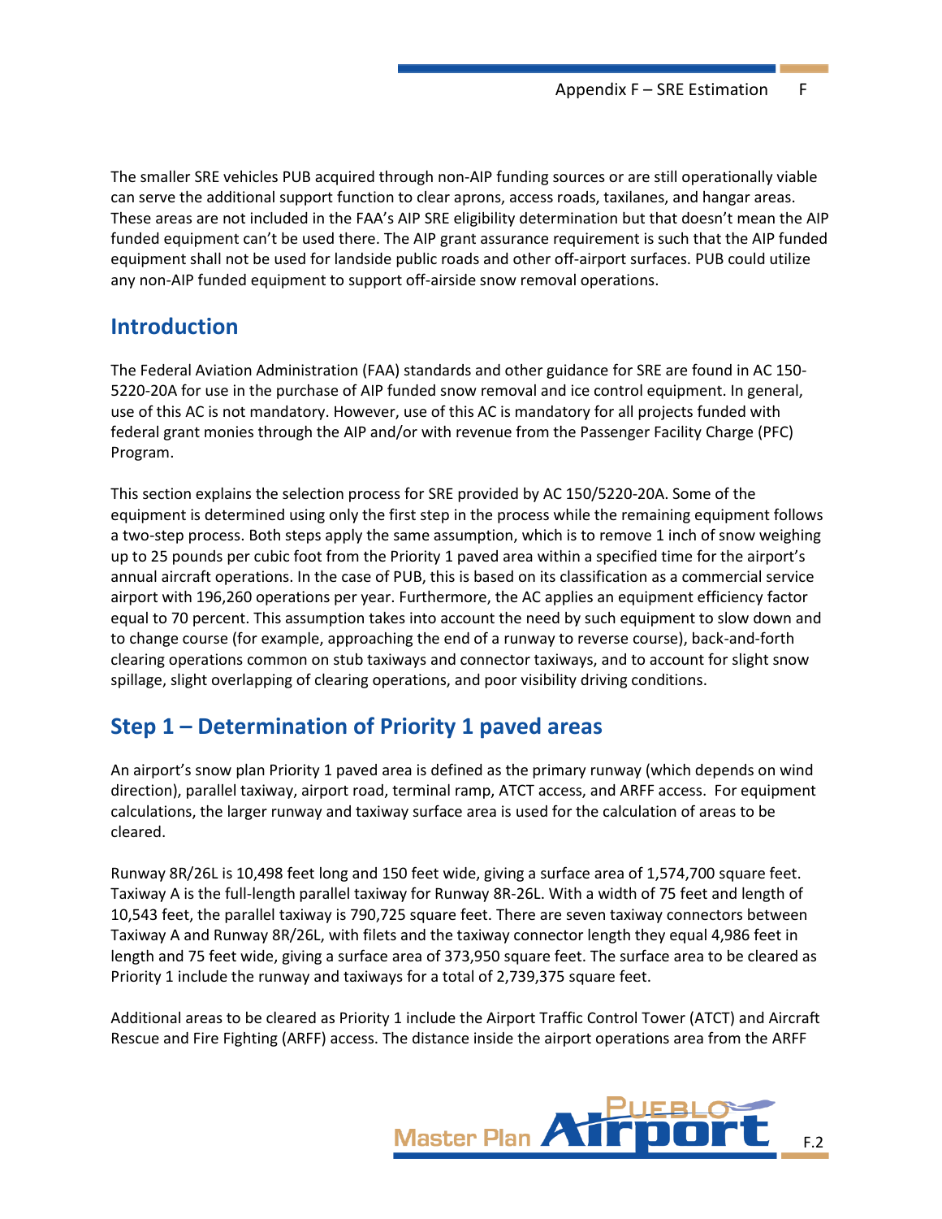The smaller SRE vehicles PUB acquired through non-AIP funding sources or are still operationally viable can serve the additional support function to clear aprons, access roads, taxilanes, and hangar areas. These areas are not included in the FAA's AIP SRE eligibility determination but that doesn't mean the AIP funded equipment can't be used there. The AIP grant assurance requirement is such that the AIP funded equipment shall not be used for landside public roads and other off-airport surfaces. PUB could utilize any non-AIP funded equipment to support off-airside snow removal operations.

## Introduction

The Federal Aviation Administration (FAA) standards and other guidance for SRE are found in AC 150-5220-20A for use in the purchase of AIP funded snow removal and ice control equipment. In general, use of this AC is not mandatory. However, use of this AC is mandatory for all projects funded with federal grant monies through the AIP and/or with revenue from the Passenger Facility Charge (PFC) Program.

This section explains the selection process for SRE provided by AC 150/5220-20A. Some of the equipment is determined using only the first step in the process while the remaining equipment follows a two-step process. Both steps apply the same assumption, which is to remove 1 inch of snow weighing up to 25 pounds per cubic foot from the Priority 1 paved area within a specified time for the airport's annual aircraft operations. In the case of PUB, this is based on its classification as a commercial service airport with 196,260 operations per year. Furthermore, the AC applies an equipment efficiency factor equal to 70 percent. This assumption takes into account the need by such equipment to slow down and to change course (for example, approaching the end of a runway to reverse course), back-and-forth clearing operations common on stub taxiways and connector taxiways, and to account for slight snow spillage, slight overlapping of clearing operations, and poor visibility driving conditions.

## Step 1 – Determination of Priority 1 paved areas

An airport's snow plan Priority 1 paved area is defined as the primary runway (which depends on wind direction), parallel taxiway, airport road, terminal ramp, ATCT access, and ARFF access. For equipment calculations, the larger runway and taxiway surface area is used for the calculation of areas to be cleared.

Runway 8R/26L is 10,498 feet long and 150 feet wide, giving a surface area of 1,574,700 square feet. Taxiway A is the full-length parallel taxiway for Runway 8R-26L. With a width of 75 feet and length of 10,543 feet, the parallel taxiway is 790,725 square feet. There are seven taxiway connectors between Taxiway A and Runway 8R/26L, with filets and the taxiway connector length they equal 4,986 feet in length and 75 feet wide, giving a surface area of 373,950 square feet. The surface area to be cleared as Priority 1 include the runway and taxiways for a total of 2,739,375 square feet.

Additional areas to be cleared as Priority 1 include the Airport Traffic Control Tower (ATCT) and Aircraft Rescue and Fire Fighting (ARFF) access. The distance inside the airport operations area from the ARFF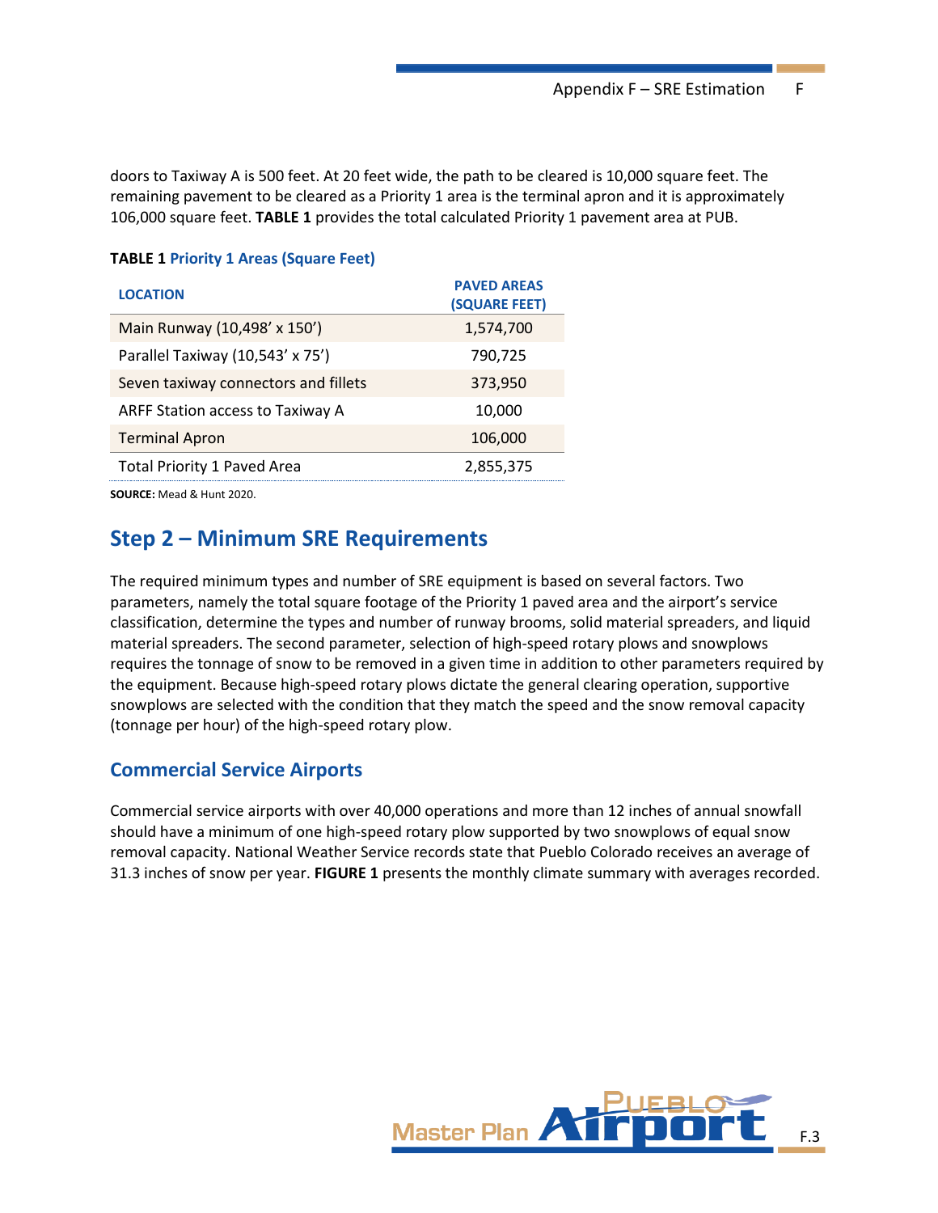doors to Taxiway A is 500 feet. At 20 feet wide, the path to be cleared is 10,000 square feet. The remaining pavement to be cleared as a Priority 1 area is the terminal apron and it is approximately 106,000 square feet. **TABLE 1** provides the total calculated Priority 1 pavement area at PUB.

**TABLE 1** Priority 1 Areas (Square Feet)

| LOCATION | PAVED AREAS (SQUARE FEET) |
|---|---|
| Main Runway (10,498' x 150') | 1,574,700 |
| Parallel Taxiway (10,543' x 75') | 790,725 |
| Seven taxiway connectors and fillets | 373,950 |
| ARFF Station access to Taxiway A | 10,000 |
| Terminal Apron | 106,000 |
| Total Priority 1 Paved Area | 2,855,375 |

**SOURCE:** Mead & Hunt 2020.

## Step 2 – Minimum SRE Requirements

The required minimum types and number of SRE equipment is based on several factors. Two parameters, namely the total square footage of the Priority 1 paved area and the airport's service classification, determine the types and number of runway brooms, solid material spreaders, and liquid material spreaders. The second parameter, selection of high-speed rotary plows and snowplows requires the tonnage of snow to be removed in a given time in addition to other parameters required by the equipment. Because high-speed rotary plows dictate the general clearing operation, supportive snowplows are selected with the condition that they match the speed and the snow removal capacity (tonnage per hour) of the high-speed rotary plow.

### Commercial Service Airports

Commercial service airports with over 40,000 operations and more than 12 inches of annual snowfall should have a minimum of one high-speed rotary plow supported by two snowplows of equal snow removal capacity. National Weather Service records state that Pueblo Colorado receives an average of 31.3 inches of snow per year. **FIGURE 1** presents the monthly climate summary with averages recorded.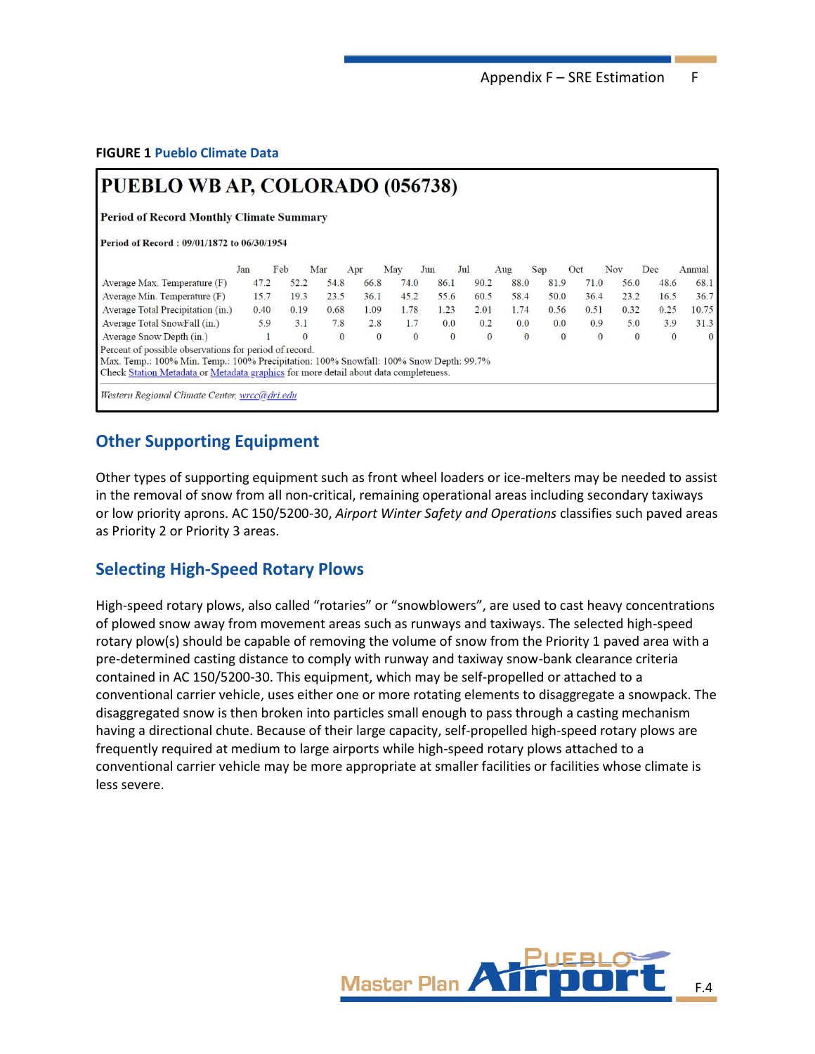**FIGURE 1 Pueblo Climate Data**

## PUEBLO WB AP, COLORADO (056738)

**Period of Record Monthly Climate Summary**

**Period of Record : 09/01/1872 to 06/30/1954**

| | Jan | Feb | Mar | Apr | May | Jun | Jul | Aug | Sep | Oct | Nov | Dec | Annual |
|---|---|---|---|---|---|---|---|---|---|---|---|---|---|
| Average Max. Temperature (F) | 47.2 | 52.2 | 54.8 | 66.8 | 74.0 | 86.1 | 90.2 | 88.0 | 81.9 | 71.0 | 56.0 | 48.6 | 68.1 |
| Average Min. Temperature (F) | 15.7 | 19.3 | 23.5 | 36.1 | 45.2 | 55.6 | 60.5 | 58.4 | 50.0 | 36.4 | 23.2 | 16.5 | 36.7 |
| Average Total Precipitation (in.) | 0.40 | 0.19 | 0.68 | 1.09 | 1.78 | 1.23 | 2.01 | 1.74 | 0.56 | 0.51 | 0.32 | 0.25 | 10.75 |
| Average Total SnowFall (in.) | 5.9 | 3.1 | 7.8 | 2.8 | 1.7 | 0.0 | 0.2 | 0.0 | 0.0 | 0.9 | 5.0 | 3.9 | 31.3 |
| Average Snow Depth (in.) | 1 | 0 | 0 | 0 | 0 | 0 | 0 | 0 | 0 | 0 | 0 | 0 | 0 |

Percent of possible observations for period of record.
Max. Temp.: 100% Min. Temp.: 100% Precipitation: 100% Snowfall: 100% Snow Depth: 99.7%
Check Station Metadata or Metadata graphics for more detail about data completeness.

*Western Regional Climate Center, wrcc@dri.edu*

## Other Supporting Equipment

Other types of supporting equipment such as front wheel loaders or ice-melters may be needed to assist in the removal of snow from all non-critical, remaining operational areas including secondary taxiways or low priority aprons. AC 150/5200-30, *Airport Winter Safety and Operations* classifies such paved areas as Priority 2 or Priority 3 areas.

## Selecting High-Speed Rotary Plows

High-speed rotary plows, also called "rotaries" or "snowblowers", are used to cast heavy concentrations of plowed snow away from movement areas such as runways and taxiways. The selected high-speed rotary plow(s) should be capable of removing the volume of snow from the Priority 1 paved area with a pre-determined casting distance to comply with runway and taxiway snow-bank clearance criteria contained in AC 150/5200-30. This equipment, which may be self-propelled or attached to a conventional carrier vehicle, uses either one or more rotating elements to disaggregate a snowpack. The disaggregated snow is then broken into particles small enough to pass through a casting mechanism having a directional chute. Because of their large capacity, self-propelled high-speed rotary plows are frequently required at medium to large airports while high-speed rotary plows attached to a conventional carrier vehicle may be more appropriate at smaller facilities or facilities whose climate is less severe.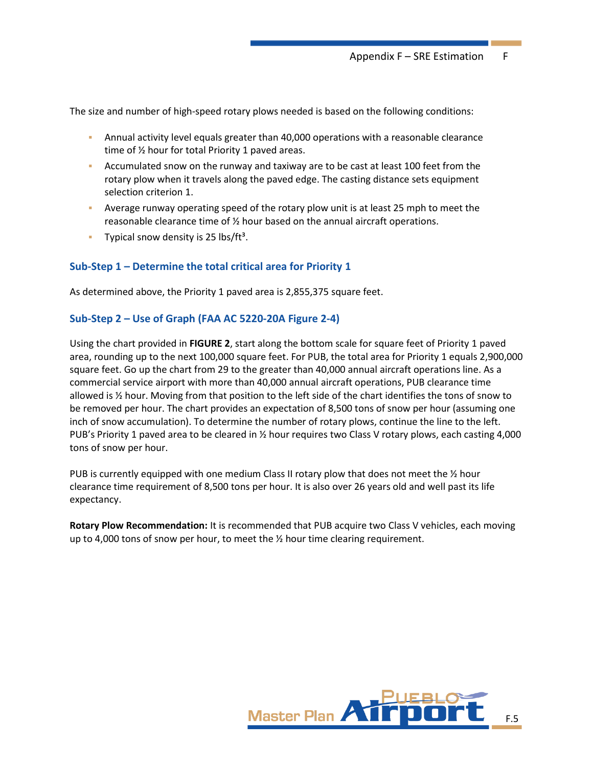The size and number of high-speed rotary plows needed is based on the following conditions:

- Annual activity level equals greater than 40,000 operations with a reasonable clearance time of ½ hour for total Priority 1 paved areas.
- Accumulated snow on the runway and taxiway are to be cast at least 100 feet from the rotary plow when it travels along the paved edge. The casting distance sets equipment selection criterion 1.
- Average runway operating speed of the rotary plow unit is at least 25 mph to meet the reasonable clearance time of ½ hour based on the annual aircraft operations.
- Typical snow density is 25 lbs/ft$^3$.

### Sub-Step 1 – Determine the total critical area for Priority 1

As determined above, the Priority 1 paved area is 2,855,375 square feet.

### Sub-Step 2 – Use of Graph (FAA AC 5220-20A Figure 2-4)

Using the chart provided in **FIGURE 2**, start along the bottom scale for square feet of Priority 1 paved area, rounding up to the next 100,000 square feet. For PUB, the total area for Priority 1 equals 2,900,000 square feet. Go up the chart from 29 to the greater than 40,000 annual aircraft operations line. As a commercial service airport with more than 40,000 annual aircraft operations, PUB clearance time allowed is ½ hour. Moving from that position to the left side of the chart identifies the tons of snow to be removed per hour. The chart provides an expectation of 8,500 tons of snow per hour (assuming one inch of snow accumulation). To determine the number of rotary plows, continue the line to the left. PUB's Priority 1 paved area to be cleared in ½ hour requires two Class V rotary plows, each casting 4,000 tons of snow per hour.

PUB is currently equipped with one medium Class II rotary plow that does not meet the ½ hour clearance time requirement of 8,500 tons per hour. It is also over 26 years old and well past its life expectancy.

**Rotary Plow Recommendation:** It is recommended that PUB acquire two Class V vehicles, each moving up to 4,000 tons of snow per hour, to meet the ½ hour time clearing requirement.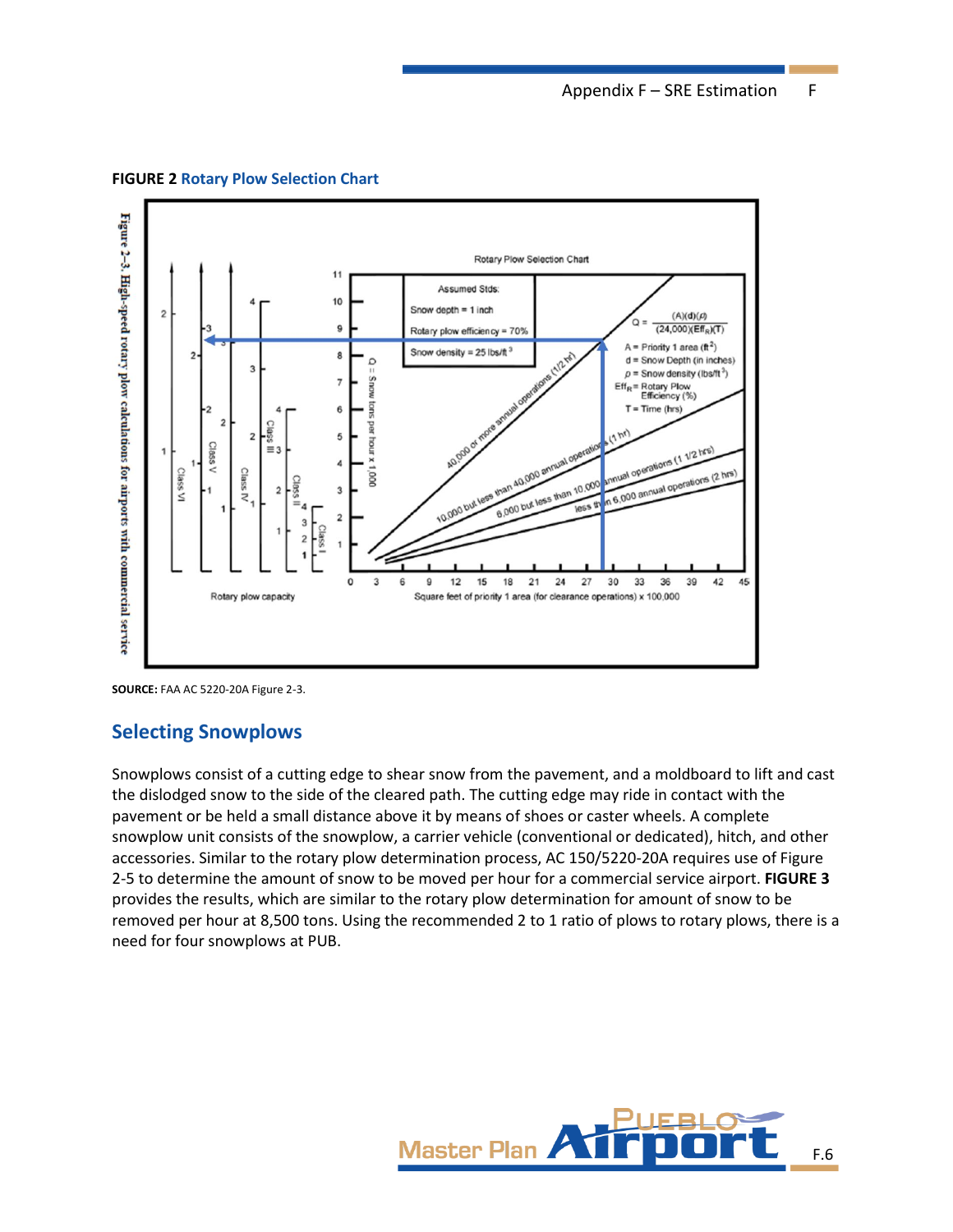**FIGURE 2** Rotary Plow Selection Chart

**Figure 2-3. High-speed rotary plow calculations for airports with commercial service**

Rotary Plow Selection Chart

Assumed Stds:
Snow depth = 1 inch
Rotary plow efficiency = 70%
Snow density = 25 lbs/ft³

$$Q = \frac{(A)(d)(\rho)}{(24{,}000)(Eff_R)(T)}$$

A = Priority 1 area (ft²)
d = Snow Depth (in inches)
$\rho$ = Snow density (lbs/ft³)
$Eff_R$ = Rotary Plow Efficiency (%)
T = Time (hrs)

Lines: 40,000 or more annual operations (1/2 hr); 10,000 but less than 40,000 annual operations (1 hr); 6,000 but less than 10,000 annual operations (1 1/2 hrs); less than 6,000 annual operations (2 hrs)

Q = Snow tons per hour x 1,000

Rotary plow capacity: Class I, Class II, Class III, Class IV, Class V, Class VI

Square feet of priority 1 area (for clearance operations) x 100,000

**SOURCE:** FAA AC 5220-20A Figure 2-3.

## Selecting Snowplows

Snowplows consist of a cutting edge to shear snow from the pavement, and a moldboard to lift and cast the dislodged snow to the side of the cleared path. The cutting edge may ride in contact with the pavement or be held a small distance above it by means of shoes or caster wheels. A complete snowplow unit consists of the snowplow, a carrier vehicle (conventional or dedicated), hitch, and other accessories. Similar to the rotary plow determination process, AC 150/5220-20A requires use of Figure 2-5 to determine the amount of snow to be moved per hour for a commercial service airport. **FIGURE 3** provides the results, which are similar to the rotary plow determination for amount of snow to be removed per hour at 8,500 tons. Using the recommended 2 to 1 ratio of plows to rotary plows, there is a need for four snowplows at PUB.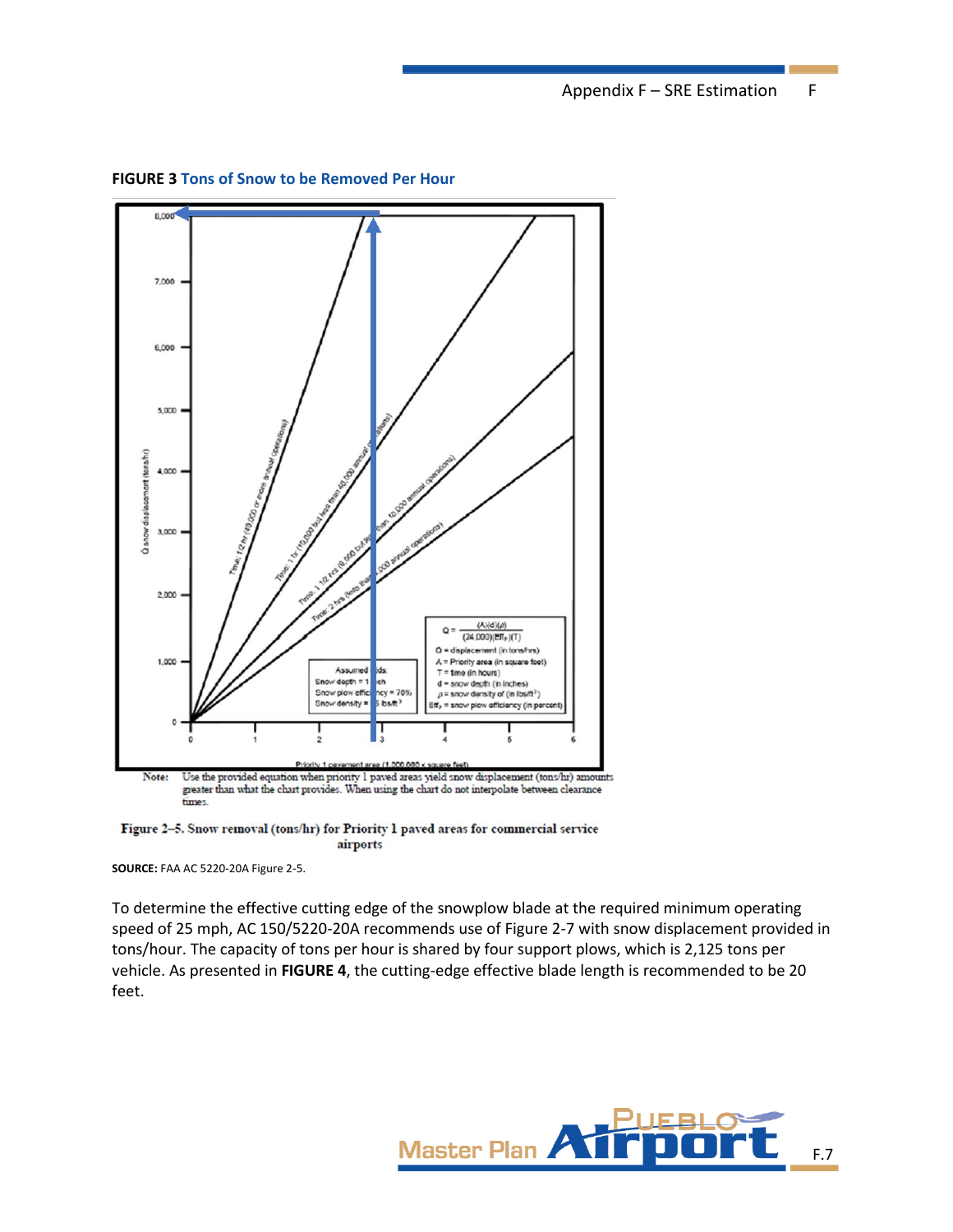**FIGURE 3** Tons of Snow to be Removed Per Hour

Note: Use the provided equation when priority 1 paved areas yield snow displacement (tons/hr) amounts greater than what the chart provides. When using the chart do not interpolate between clearance times.

Figure 2–5. Snow removal (tons/hr) for Priority 1 paved areas for commercial service airports

**SOURCE:** FAA AC 5220-20A Figure 2-5.

To determine the effective cutting edge of the snowplow blade at the required minimum operating speed of 25 mph, AC 150/5220-20A recommends use of Figure 2-7 with snow displacement provided in tons/hour. The capacity of tons per hour is shared by four support plows, which is 2,125 tons per vehicle. As presented in **FIGURE 4**, the cutting-edge effective blade length is recommended to be 20 feet.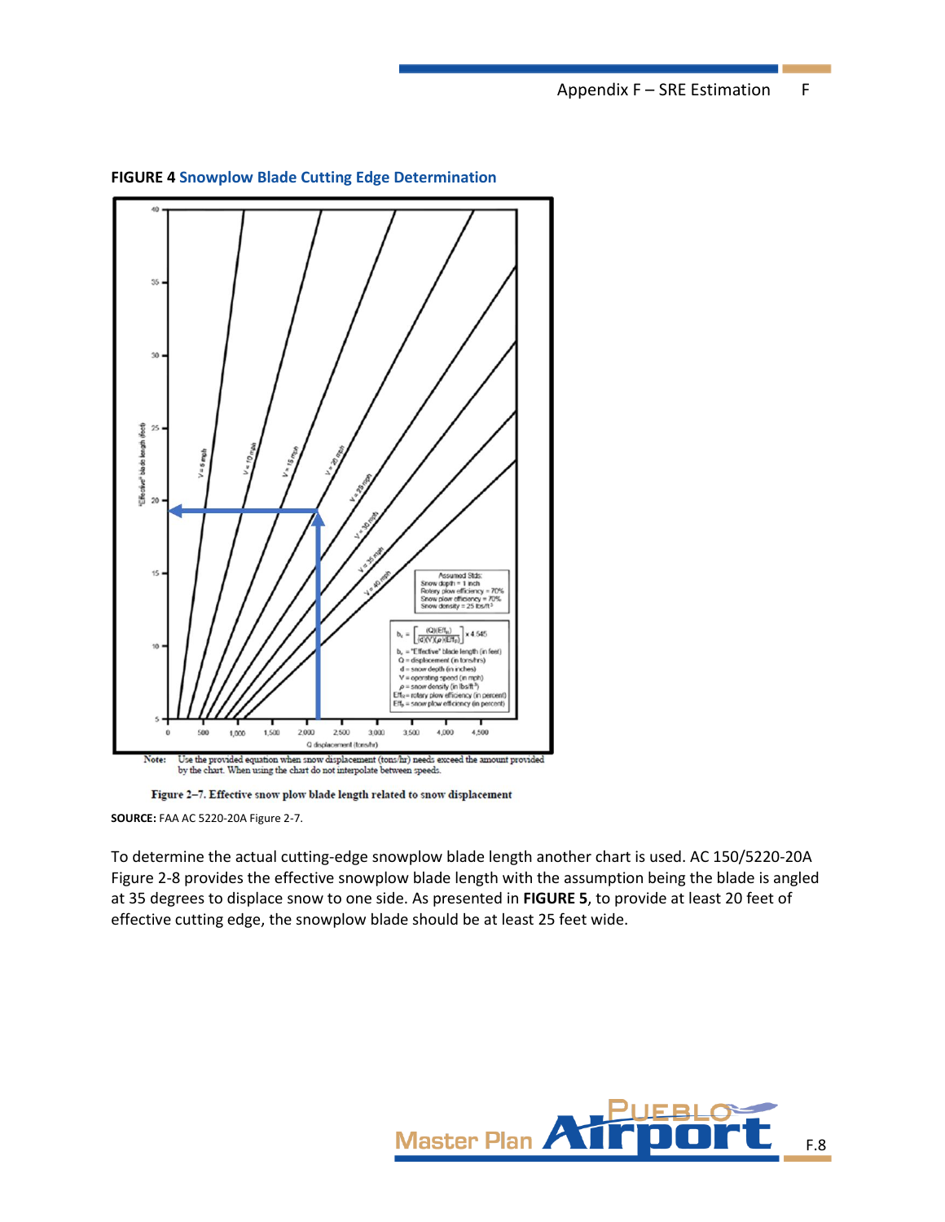**FIGURE 4** **Snowplow Blade Cutting Edge Determination**

Assumed Stds:
Snow depth = 1 inch
Rotary plow efficiency = 70%
Snow plow efficiency = 70%
Snow density = 25 lbs/ft³

$$b_c = \left[\frac{(Q)(Eff_R)}{(d)(V)(\rho)(Eff_P)}\right] \times 4.545$$

$b_c$ = "Effective" blade length (in feet)
$Q$ = displacement (in tons/hrs)
$d$ = snow depth (in inches)
$V$ = operating speed (in mph)
$\rho$ = snow density (in lbs/ft³)
$Eff_R$ = rotary plow efficiency (in percent)
$Eff_P$ = snow plow efficiency (in percent)

Note: Use the provided equation when snow displacement (tons/hr) needs exceed the amount provided by the chart. When using the chart do not interpolate between speeds.

Figure 2–7. Effective snow plow blade length related to snow displacement

**SOURCE:** FAA AC 5220-20A Figure 2-7.

To determine the actual cutting-edge snowplow blade length another chart is used. AC 150/5220-20A Figure 2-8 provides the effective snowplow blade length with the assumption being the blade is angled at 35 degrees to displace snow to one side. As presented in **FIGURE 5**, to provide at least 20 feet of effective cutting edge, the snowplow blade should be at least 25 feet wide.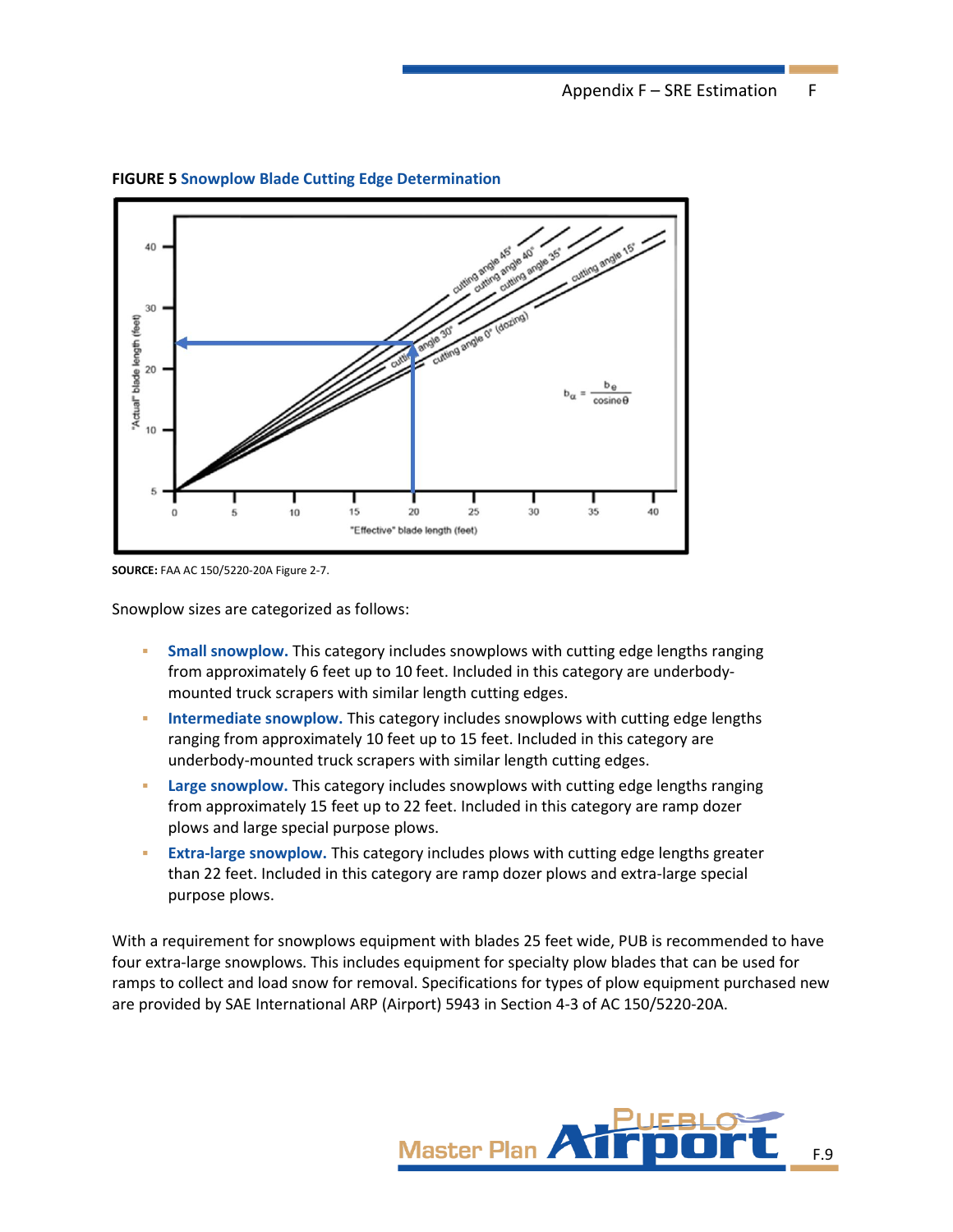**FIGURE 5** Snowplow Blade Cutting Edge Determination

**SOURCE:** FAA AC 150/5220-20A Figure 2-7.

Snowplow sizes are categorized as follows:

- **Small snowplow.** This category includes snowplows with cutting edge lengths ranging from approximately 6 feet up to 10 feet. Included in this category are underbody-mounted truck scrapers with similar length cutting edges.
- **Intermediate snowplow.** This category includes snowplows with cutting edge lengths ranging from approximately 10 feet up to 15 feet. Included in this category are underbody-mounted truck scrapers with similar length cutting edges.
- **Large snowplow.** This category includes snowplows with cutting edge lengths ranging from approximately 15 feet up to 22 feet. Included in this category are ramp dozer plows and large special purpose plows.
- **Extra-large snowplow.** This category includes plows with cutting edge lengths greater than 22 feet. Included in this category are ramp dozer plows and extra-large special purpose plows.

With a requirement for snowplows equipment with blades 25 feet wide, PUB is recommended to have four extra-large snowplows. This includes equipment for specialty plow blades that can be used for ramps to collect and load snow for removal. Specifications for types of plow equipment purchased new are provided by SAE International ARP (Airport) 5943 in Section 4-3 of AC 150/5220-20A.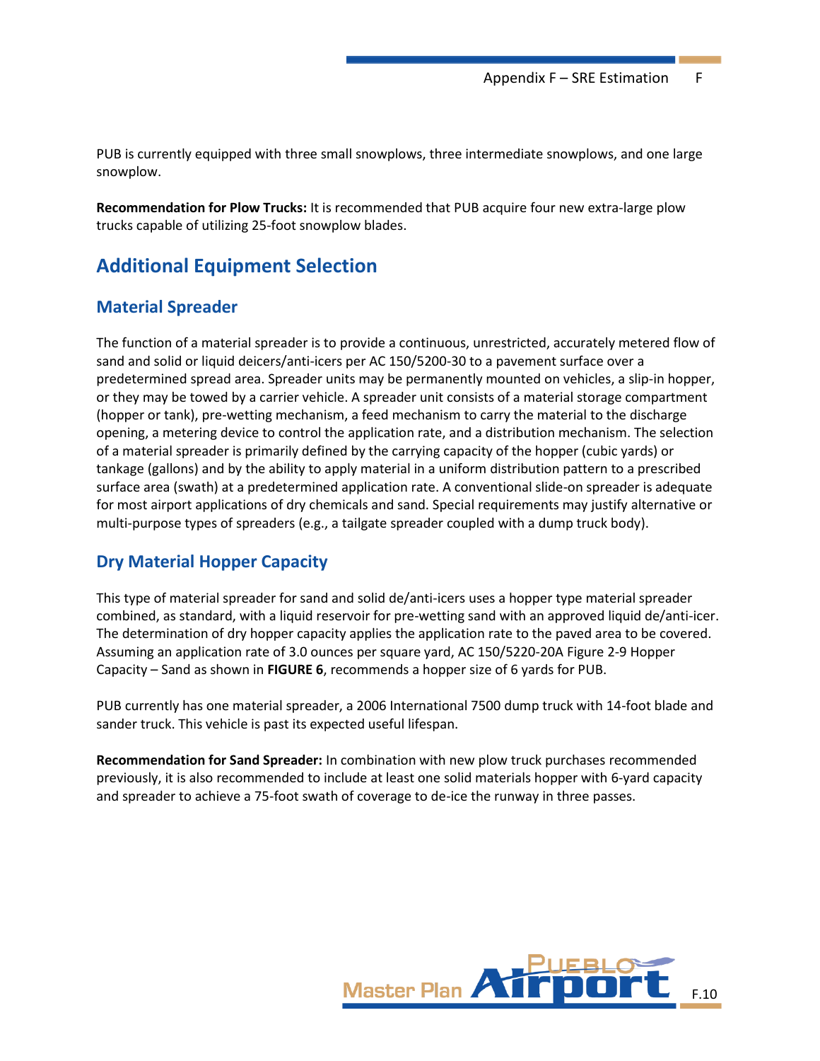PUB is currently equipped with three small snowplows, three intermediate snowplows, and one large snowplow.

**Recommendation for Plow Trucks:** It is recommended that PUB acquire four new extra-large plow trucks capable of utilizing 25-foot snowplow blades.

## Additional Equipment Selection

### Material Spreader

The function of a material spreader is to provide a continuous, unrestricted, accurately metered flow of sand and solid or liquid deicers/anti-icers per AC 150/5200-30 to a pavement surface over a predetermined spread area. Spreader units may be permanently mounted on vehicles, a slip-in hopper, or they may be towed by a carrier vehicle. A spreader unit consists of a material storage compartment (hopper or tank), pre-wetting mechanism, a feed mechanism to carry the material to the discharge opening, a metering device to control the application rate, and a distribution mechanism. The selection of a material spreader is primarily defined by the carrying capacity of the hopper (cubic yards) or tankage (gallons) and by the ability to apply material in a uniform distribution pattern to a prescribed surface area (swath) at a predetermined application rate. A conventional slide-on spreader is adequate for most airport applications of dry chemicals and sand. Special requirements may justify alternative or multi-purpose types of spreaders (e.g., a tailgate spreader coupled with a dump truck body).

### Dry Material Hopper Capacity

This type of material spreader for sand and solid de/anti-icers uses a hopper type material spreader combined, as standard, with a liquid reservoir for pre-wetting sand with an approved liquid de/anti-icer. The determination of dry hopper capacity applies the application rate to the paved area to be covered. Assuming an application rate of 3.0 ounces per square yard, AC 150/5220-20A Figure 2-9 Hopper Capacity – Sand as shown in **FIGURE 6**, recommends a hopper size of 6 yards for PUB.

PUB currently has one material spreader, a 2006 International 7500 dump truck with 14-foot blade and sander truck. This vehicle is past its expected useful lifespan.

**Recommendation for Sand Spreader:** In combination with new plow truck purchases recommended previously, it is also recommended to include at least one solid materials hopper with 6-yard capacity and spreader to achieve a 75-foot swath of coverage to de-ice the runway in three passes.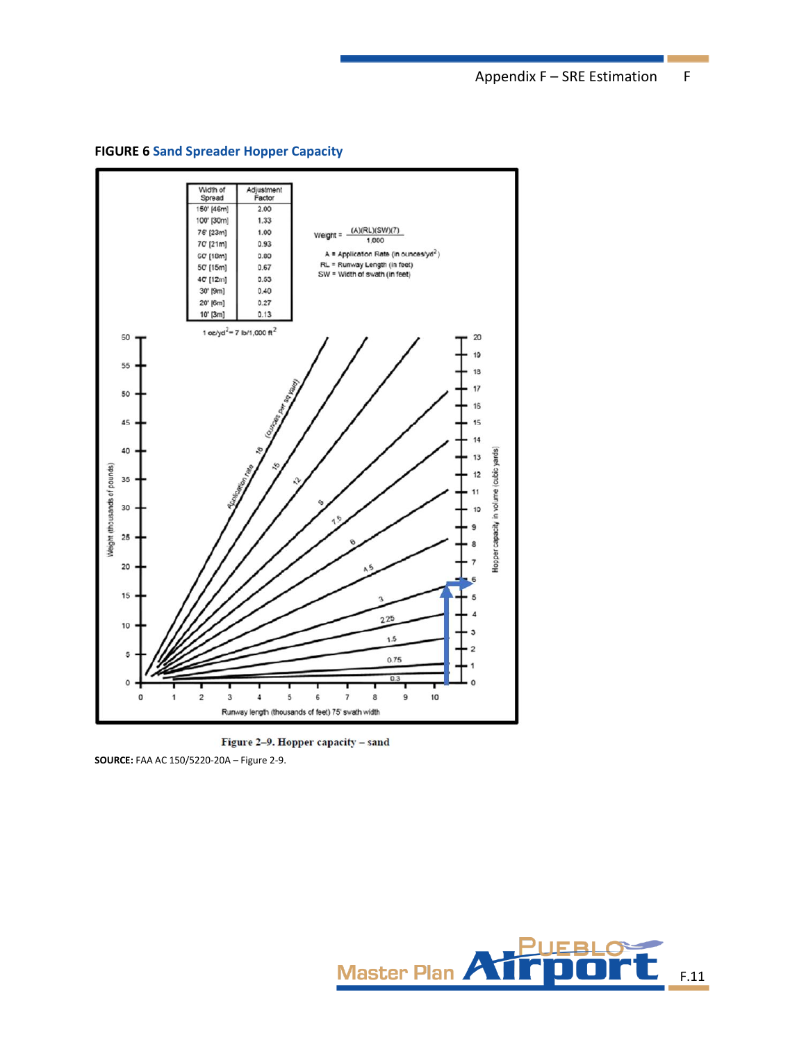**FIGURE 6** Sand Spreader Hopper Capacity

| Width of Spread | Adjustment Factor |
|---|---|
| 150' [46m] | 2.00 |
| 100' [30m] | 1.33 |
| 75' [23m] | 1.00 |
| 70' [21m] | 0.93 |
| 60' [18m] | 0.80 |
| 50' [15m] | 0.67 |
| 40' [12m] | 0.53 |
| 30' [9m] | 0.40 |
| 20' [6m] | 0.27 |
| 10' [3m] | 0.13 |

$1\ oz/yd^2 = 7\ lb/1{,}000\ ft^2$

$$\text{Weight} = \frac{(A)(RL)(SW)(7)}{1{,}000}$$

A = Application Rate (in ounces/$yd^2$)
RL = Runway Length (in feet)
SW = Width of swath (in feet)

Figure 2–9. Hopper capacity – sand

**SOURCE:** FAA AC 150/5220-20A – Figure 2-9.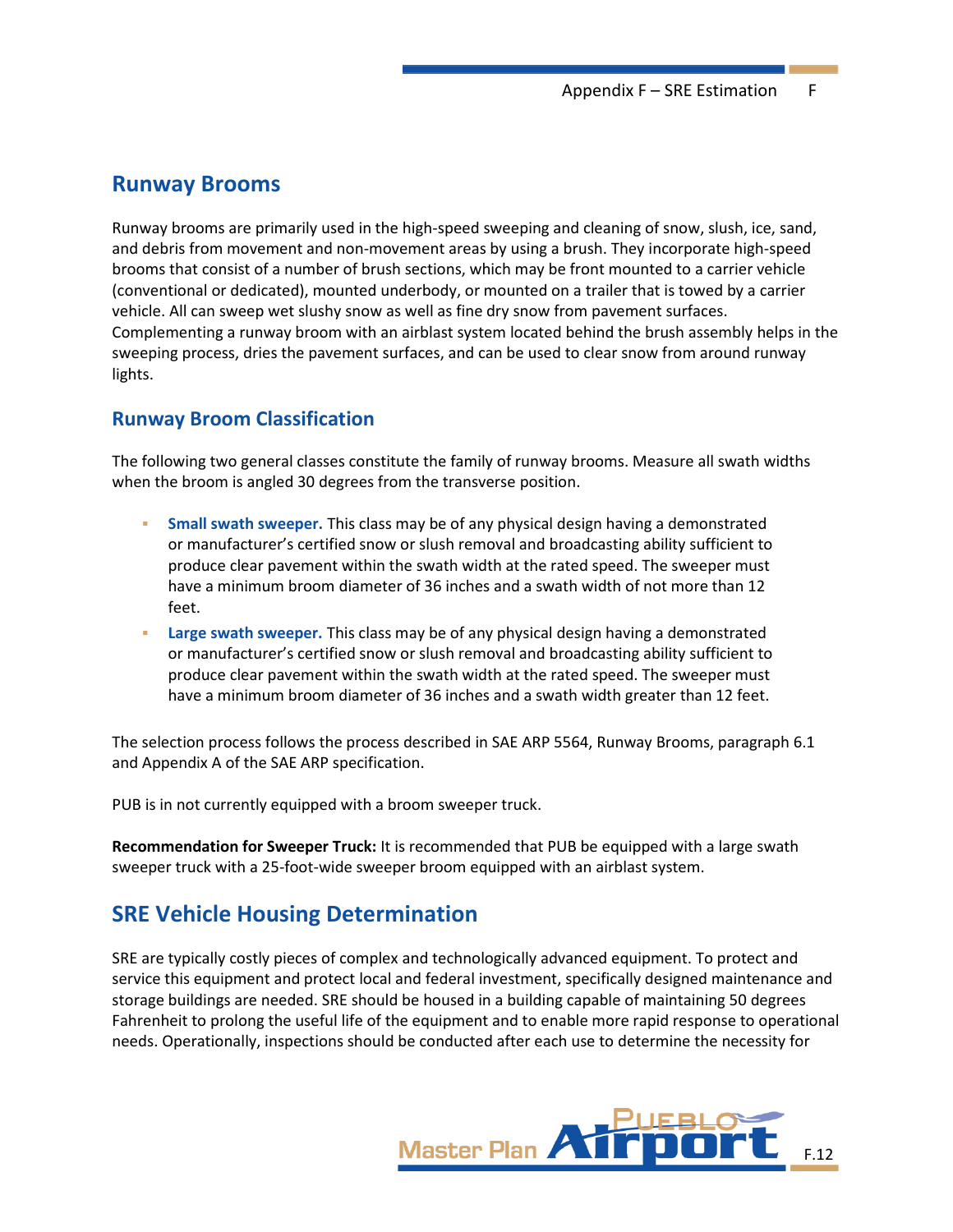## Runway Brooms

Runway brooms are primarily used in the high-speed sweeping and cleaning of snow, slush, ice, sand, and debris from movement and non-movement areas by using a brush. They incorporate high-speed brooms that consist of a number of brush sections, which may be front mounted to a carrier vehicle (conventional or dedicated), mounted underbody, or mounted on a trailer that is towed by a carrier vehicle. All can sweep wet slushy snow as well as fine dry snow from pavement surfaces. Complementing a runway broom with an airblast system located behind the brush assembly helps in the sweeping process, dries the pavement surfaces, and can be used to clear snow from around runway lights.

### Runway Broom Classification

The following two general classes constitute the family of runway brooms. Measure all swath widths when the broom is angled 30 degrees from the transverse position.

- **Small swath sweeper.** This class may be of any physical design having a demonstrated or manufacturer's certified snow or slush removal and broadcasting ability sufficient to produce clear pavement within the swath width at the rated speed. The sweeper must have a minimum broom diameter of 36 inches and a swath width of not more than 12 feet.
- **Large swath sweeper.** This class may be of any physical design having a demonstrated or manufacturer's certified snow or slush removal and broadcasting ability sufficient to produce clear pavement within the swath width at the rated speed. The sweeper must have a minimum broom diameter of 36 inches and a swath width greater than 12 feet.

The selection process follows the process described in SAE ARP 5564, Runway Brooms, paragraph 6.1 and Appendix A of the SAE ARP specification.

PUB is in not currently equipped with a broom sweeper truck.

**Recommendation for Sweeper Truck:** It is recommended that PUB be equipped with a large swath sweeper truck with a 25-foot-wide sweeper broom equipped with an airblast system.

## SRE Vehicle Housing Determination

SRE are typically costly pieces of complex and technologically advanced equipment. To protect and service this equipment and protect local and federal investment, specifically designed maintenance and storage buildings are needed. SRE should be housed in a building capable of maintaining 50 degrees Fahrenheit to prolong the useful life of the equipment and to enable more rapid response to operational needs. Operationally, inspections should be conducted after each use to determine the necessity for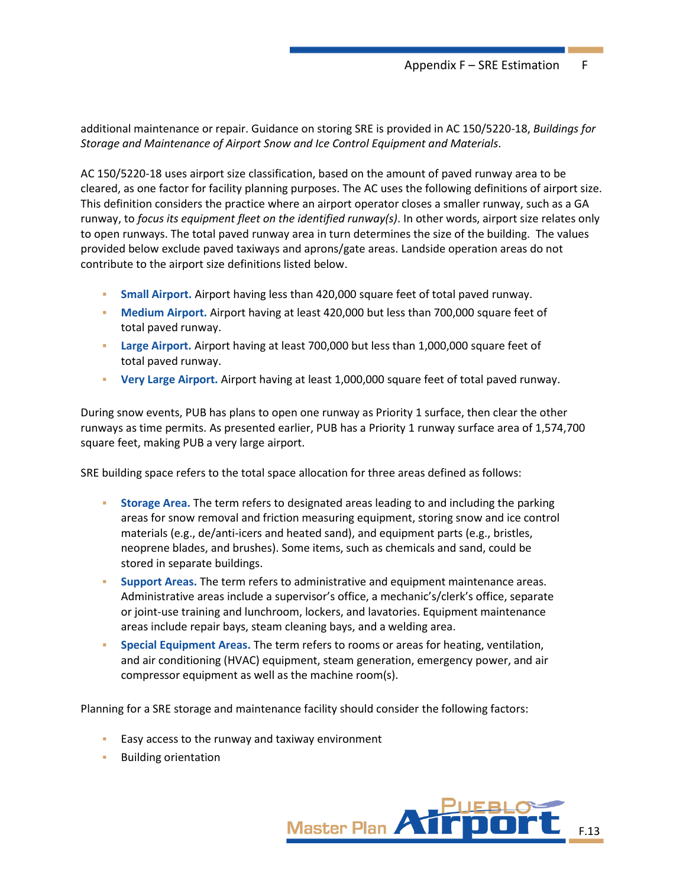additional maintenance or repair. Guidance on storing SRE is provided in AC 150/5220-18, *Buildings for Storage and Maintenance of Airport Snow and Ice Control Equipment and Materials*.

AC 150/5220-18 uses airport size classification, based on the amount of paved runway area to be cleared, as one factor for facility planning purposes. The AC uses the following definitions of airport size. This definition considers the practice where an airport operator closes a smaller runway, such as a GA runway, to *focus its equipment fleet on the identified runway(s)*. In other words, airport size relates only to open runways. The total paved runway area in turn determines the size of the building. The values provided below exclude paved taxiways and aprons/gate areas. Landside operation areas do not contribute to the airport size definitions listed below.

- **Small Airport.** Airport having less than 420,000 square feet of total paved runway.
- **Medium Airport.** Airport having at least 420,000 but less than 700,000 square feet of total paved runway.
- **Large Airport.** Airport having at least 700,000 but less than 1,000,000 square feet of total paved runway.
- **Very Large Airport.** Airport having at least 1,000,000 square feet of total paved runway.

During snow events, PUB has plans to open one runway as Priority 1 surface, then clear the other runways as time permits. As presented earlier, PUB has a Priority 1 runway surface area of 1,574,700 square feet, making PUB a very large airport.

SRE building space refers to the total space allocation for three areas defined as follows:

- **Storage Area.** The term refers to designated areas leading to and including the parking areas for snow removal and friction measuring equipment, storing snow and ice control materials (e.g., de/anti-icers and heated sand), and equipment parts (e.g., bristles, neoprene blades, and brushes). Some items, such as chemicals and sand, could be stored in separate buildings.
- **Support Areas.** The term refers to administrative and equipment maintenance areas. Administrative areas include a supervisor's office, a mechanic's/clerk's office, separate or joint-use training and lunchroom, lockers, and lavatories. Equipment maintenance areas include repair bays, steam cleaning bays, and a welding area.
- **Special Equipment Areas.** The term refers to rooms or areas for heating, ventilation, and air conditioning (HVAC) equipment, steam generation, emergency power, and air compressor equipment as well as the machine room(s).

Planning for a SRE storage and maintenance facility should consider the following factors:

- Easy access to the runway and taxiway environment
- Building orientation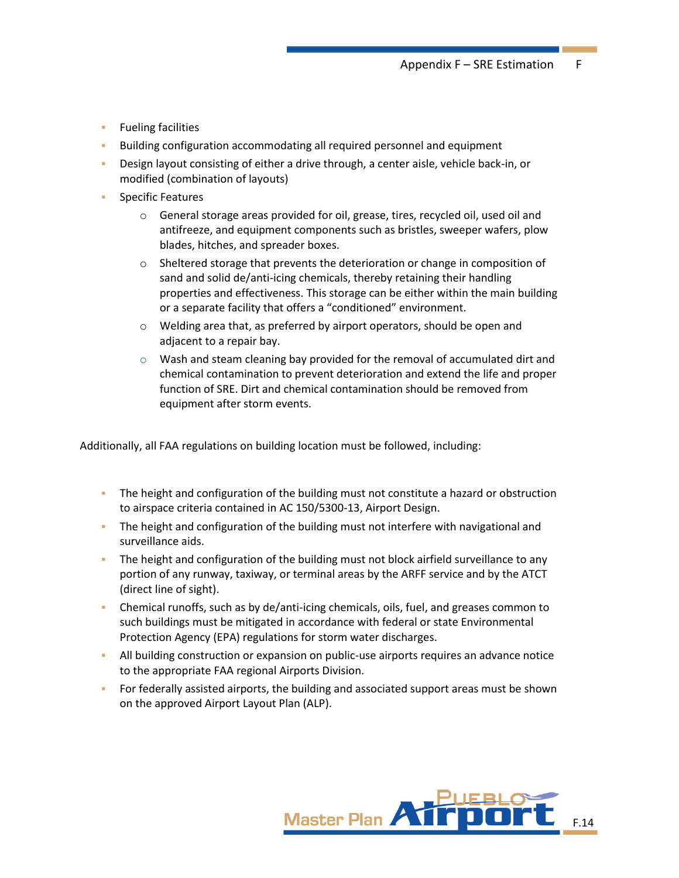- Fueling facilities
- Building configuration accommodating all required personnel and equipment
- Design layout consisting of either a drive through, a center aisle, vehicle back-in, or modified (combination of layouts)
- Specific Features
    - General storage areas provided for oil, grease, tires, recycled oil, used oil and antifreeze, and equipment components such as bristles, sweeper wafers, plow blades, hitches, and spreader boxes.
    - Sheltered storage that prevents the deterioration or change in composition of sand and solid de/anti-icing chemicals, thereby retaining their handling properties and effectiveness. This storage can be either within the main building or a separate facility that offers a “conditioned” environment.
    - Welding area that, as preferred by airport operators, should be open and adjacent to a repair bay.
    - Wash and steam cleaning bay provided for the removal of accumulated dirt and chemical contamination to prevent deterioration and extend the life and proper function of SRE. Dirt and chemical contamination should be removed from equipment after storm events.

Additionally, all FAA regulations on building location must be followed, including:

- The height and configuration of the building must not constitute a hazard or obstruction to airspace criteria contained in AC 150/5300-13, Airport Design.
- The height and configuration of the building must not interfere with navigational and surveillance aids.
- The height and configuration of the building must not block airfield surveillance to any portion of any runway, taxiway, or terminal areas by the ARFF service and by the ATCT (direct line of sight).
- Chemical runoffs, such as by de/anti-icing chemicals, oils, fuel, and greases common to such buildings must be mitigated in accordance with federal or state Environmental Protection Agency (EPA) regulations for storm water discharges.
- All building construction or expansion on public-use airports requires an advance notice to the appropriate FAA regional Airports Division.
- For federally assisted airports, the building and associated support areas must be shown on the approved Airport Layout Plan (ALP).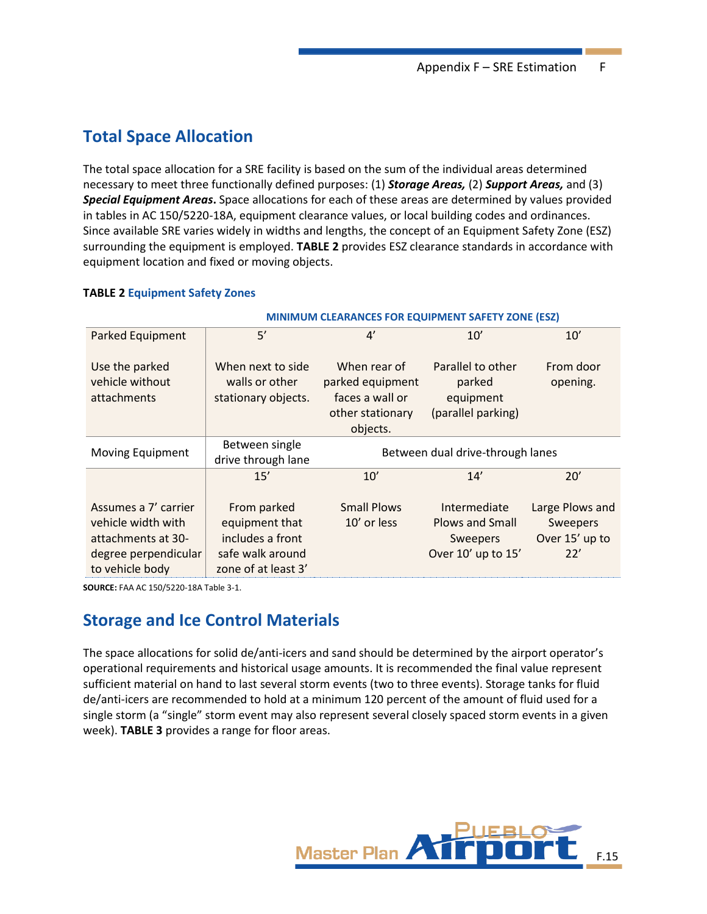## Total Space Allocation

The total space allocation for a SRE facility is based on the sum of the individual areas determined necessary to meet three functionally defined purposes: (1) ***Storage Areas,*** (2) ***Support Areas,*** and (3) ***Special Equipment Areas*****.** Space allocations for each of these areas are determined by values provided in tables in AC 150/5220-18A, equipment clearance values, or local building codes and ordinances. Since available SRE varies widely in widths and lengths, the concept of an Equipment Safety Zone (ESZ) surrounding the equipment is employed. **TABLE 2** provides ESZ clearance standards in accordance with equipment location and fixed or moving objects.

**TABLE 2** Equipment Safety Zones

| | MINIMUM CLEARANCES FOR EQUIPMENT SAFETY ZONE (ESZ) | | | |
|---|---|---|---|---|
| Parked Equipment | 5’ | 4’ | 10’ | 10’ |
| Use the parked vehicle without attachments | When next to side walls or other stationary objects. | When rear of parked equipment faces a wall or other stationary objects. | Parallel to other parked equipment (parallel parking) | From door opening. |
| Moving Equipment | Between single drive through lane | Between dual drive-through lanes | | |
| | 15’ | 10’ | 14’ | 20’ |
| Assumes a 7’ carrier vehicle width with attachments at 30-degree perpendicular to vehicle body | From parked equipment that includes a front safe walk around zone of at least 3’ | Small Plows 10’ or less | Intermediate Plows and Small Sweepers Over 10’ up to 15’ | Large Plows and Sweepers Over 15’ up to 22’ |

**SOURCE:** FAA AC 150/5220-18A Table 3-1.

## Storage and Ice Control Materials

The space allocations for solid de/anti-icers and sand should be determined by the airport operator’s operational requirements and historical usage amounts. It is recommended the final value represent sufficient material on hand to last several storm events (two to three events). Storage tanks for fluid de/anti-icers are recommended to hold at a minimum 120 percent of the amount of fluid used for a single storm (a “single” storm event may also represent several closely spaced storm events in a given week). **TABLE 3** provides a range for floor areas.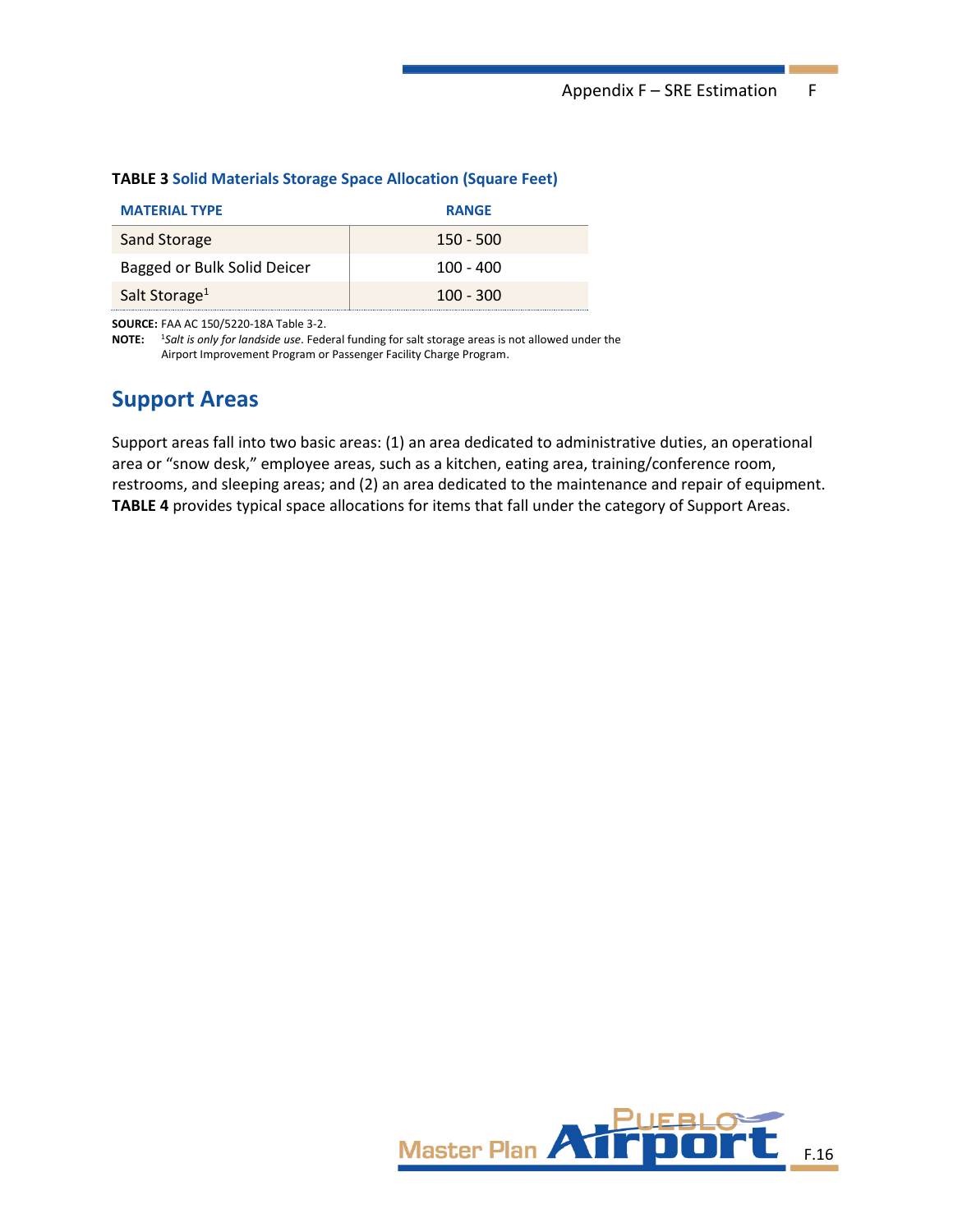**TABLE 3** Solid Materials Storage Space Allocation (Square Feet)

| MATERIAL TYPE | RANGE |
|---|---|
| Sand Storage | 150 - 500 |
| Bagged or Bulk Solid Deicer | 100 - 400 |
| Salt Storage[1] | 100 - 300 |

**SOURCE:** FAA AC 150/5220-18A Table 3-2.
**NOTE:** [1]*Salt is only for landside use*. Federal funding for salt storage areas is not allowed under the Airport Improvement Program or Passenger Facility Charge Program.

## Support Areas

Support areas fall into two basic areas: (1) an area dedicated to administrative duties, an operational area or "snow desk," employee areas, such as a kitchen, eating area, training/conference room, restrooms, and sleeping areas; and (2) an area dedicated to the maintenance and repair of equipment. **TABLE 4** provides typical space allocations for items that fall under the category of Support Areas.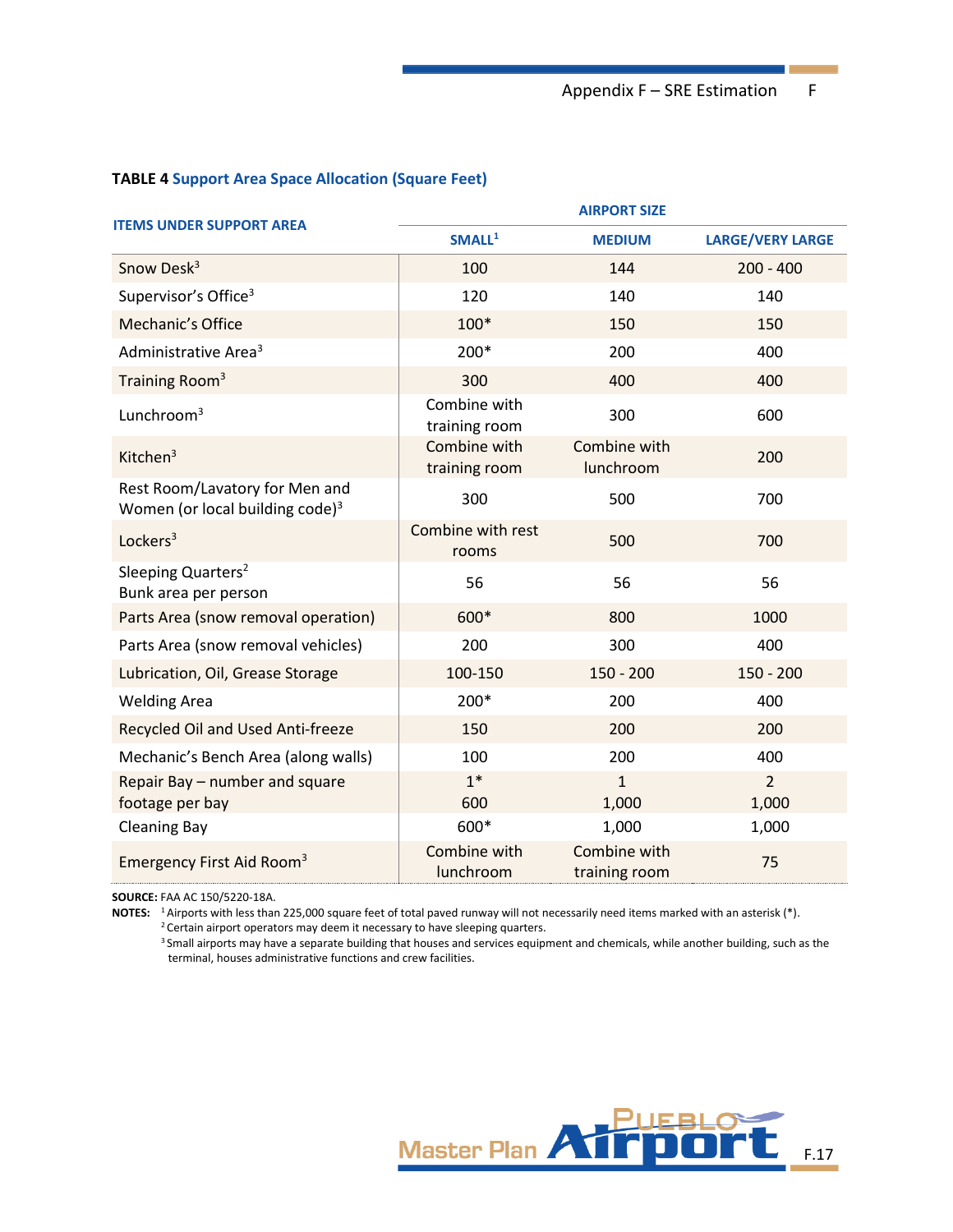**TABLE 4 Support Area Space Allocation (Square Feet)**

| ITEMS UNDER SUPPORT AREA | AIRPORT SIZE | | |
|---|---|---|---|
| | SMALL[1] | MEDIUM | LARGE/VERY LARGE |
| Snow Desk[3] | 100 | 144 | 200 - 400 |
| Supervisor's Office[3] | 120 | 140 | 140 |
| Mechanic's Office | 100* | 150 | 150 |
| Administrative Area[3] | 200* | 200 | 400 |
| Training Room[3] | 300 | 400 | 400 |
| Lunchroom[3] | Combine with training room | 300 | 600 |
| Kitchen[3] | Combine with training room | Combine with lunchroom | 200 |
| Rest Room/Lavatory for Men and Women (or local building code)[3] | 300 | 500 | 700 |
| Lockers[3] | Combine with rest rooms | 500 | 700 |
| Sleeping Quarters[2] Bunk area per person | 56 | 56 | 56 |
| Parts Area (snow removal operation) | 600* | 800 | 1000 |
| Parts Area (snow removal vehicles) | 200 | 300 | 400 |
| Lubrication, Oil, Grease Storage | 100-150 | 150 - 200 | 150 - 200 |
| Welding Area | 200* | 200 | 400 |
| Recycled Oil and Used Anti-freeze | 150 | 200 | 200 |
| Mechanic's Bench Area (along walls) | 100 | 200 | 400 |
| Repair Bay – number and square footage per bay | 1* 600 | 1 1,000 | 2 1,000 |
| Cleaning Bay | 600* | 1,000 | 1,000 |
| Emergency First Aid Room[3] | Combine with lunchroom | Combine with training room | 75 |

**SOURCE:** FAA AC 150/5220-18A.

**NOTES:**
[1] Airports with less than 225,000 square feet of total paved runway will not necessarily need items marked with an asterisk (*).
[2] Certain airport operators may deem it necessary to have sleeping quarters.
[3] Small airports may have a separate building that houses and services equipment and chemicals, while another building, such as the terminal, houses administrative functions and crew facilities.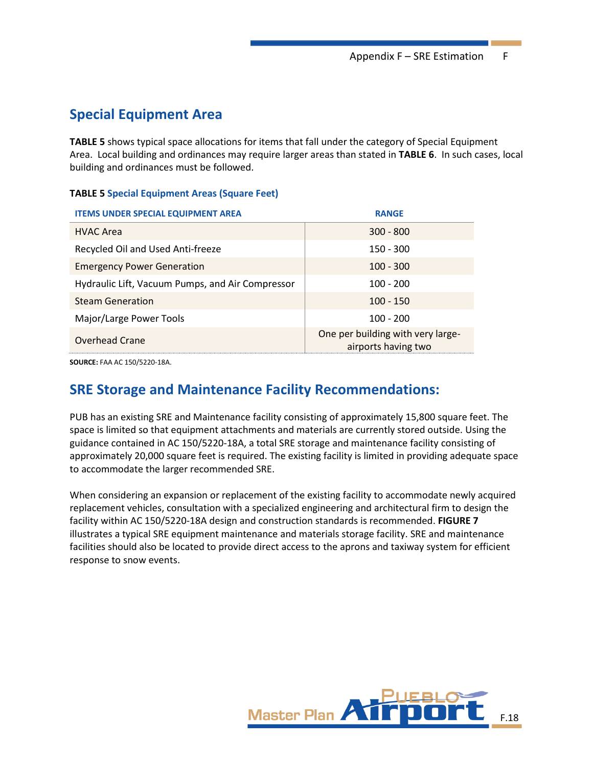## Special Equipment Area

**TABLE 5** shows typical space allocations for items that fall under the category of Special Equipment Area. Local building and ordinances may require larger areas than stated in **TABLE 6**. In such cases, local building and ordinances must be followed.

**TABLE 5** Special Equipment Areas (Square Feet)

| ITEMS UNDER SPECIAL EQUIPMENT AREA | RANGE |
|---|---|
| HVAC Area | 300 - 800 |
| Recycled Oil and Used Anti-freeze | 150 - 300 |
| Emergency Power Generation | 100 - 300 |
| Hydraulic Lift, Vacuum Pumps, and Air Compressor | 100 - 200 |
| Steam Generation | 100 - 150 |
| Major/Large Power Tools | 100 - 200 |
| Overhead Crane | One per building with very large-airports having two |

**SOURCE:** FAA AC 150/5220-18A.

## SRE Storage and Maintenance Facility Recommendations:

PUB has an existing SRE and Maintenance facility consisting of approximately 15,800 square feet. The space is limited so that equipment attachments and materials are currently stored outside. Using the guidance contained in AC 150/5220-18A, a total SRE storage and maintenance facility consisting of approximately 20,000 square feet is required. The existing facility is limited in providing adequate space to accommodate the larger recommended SRE.

When considering an expansion or replacement of the existing facility to accommodate newly acquired replacement vehicles, consultation with a specialized engineering and architectural firm to design the facility within AC 150/5220-18A design and construction standards is recommended. **FIGURE 7** illustrates a typical SRE equipment maintenance and materials storage facility. SRE and maintenance facilities should also be located to provide direct access to the aprons and taxiway system for efficient response to snow events.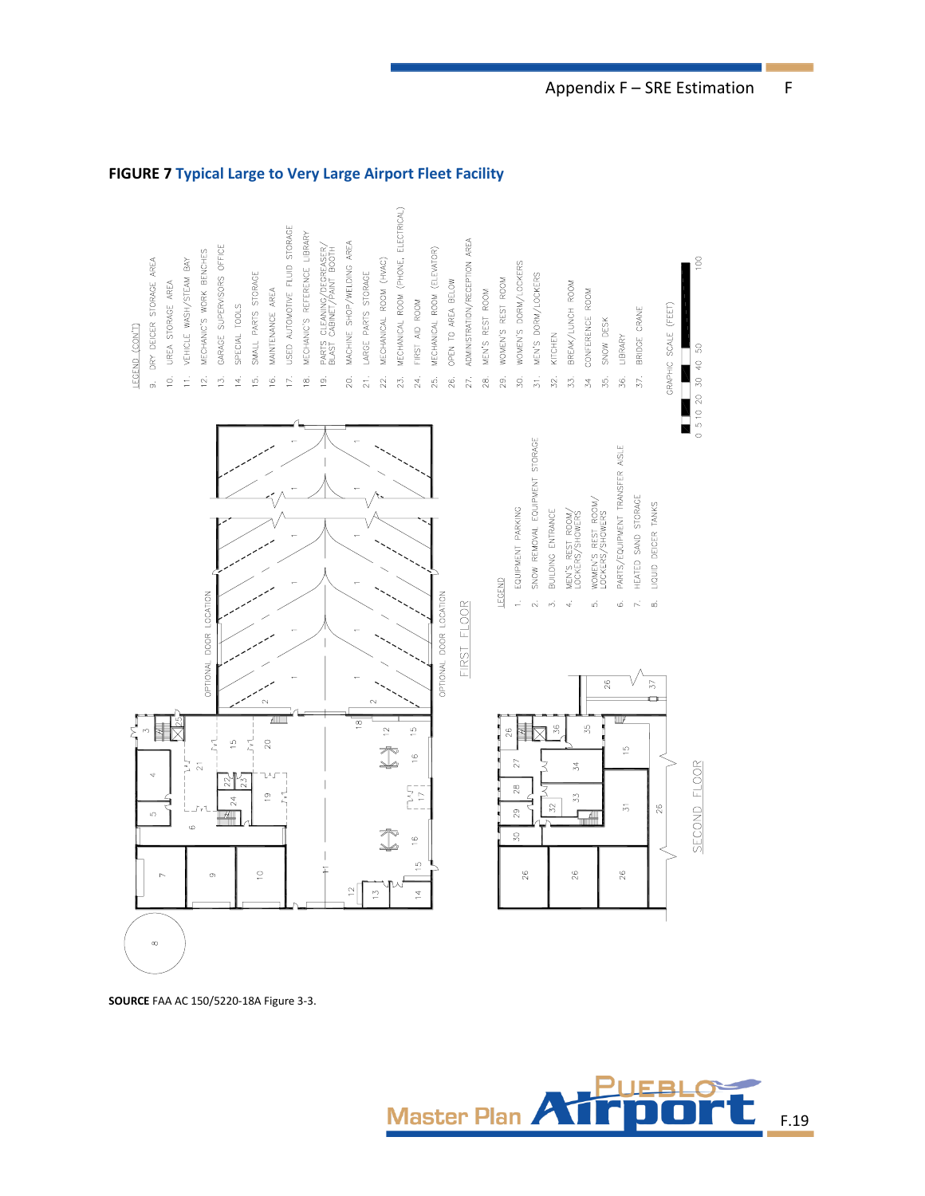**FIGURE 7 Typical Large to Very Large Airport Fleet Facility**

FIRST FLOOR

SECOND FLOOR

OPTIONAL DOOR LOCATION

LEGEND
1. EQUIPMENT PARKING
2. SNOW REMOVAL EQUIPMENT STORAGE
3. BUILDING ENTRANCE
4. MEN'S REST ROOM/ LOCKERS/SHOWERS
5. WOMEN'S REST ROOM/ LOCKERS/SHOWERS
6. PARTS/EQUIPMENT TRANSFER AISLE
7. HEATED SAND STORAGE
8. LIQUID DEICER TANKS

LEGEND (CON'T)
9. DRY DEICER STORAGE AREA
10. UREA STORAGE AREA
11. VEHICLE WASH/STEAM BAY
12. MECHANIC'S WORK BENCHES
13. GARAGE SUPERVISORS OFFICE
14. SPECIAL TOOLS
15. SMALL PARTS STORAGE
16. MAINTENANCE AREA
17. USED AUTOMOTIVE FLUID STORAGE
18. MECHANIC'S REFERENCE LIBRARY
19. PARTS CLEANING/DEGREASER/ BLAST CABINET/PAINT BOOTH
20. MACHINE SHOP/WELDING AREA
21. LARGE PARTS STORAGE
22. MECHANICAL ROOM (HVAC)
23. MECHANICAL ROOM (PHONE, ELECTRICAL)
24. FIRST AID ROOM
25. MECHANICAL ROOM (ELEVATOR)
26. OPEN TO AREA BELOW
27. ADMINISTRATION/RECEPTION AREA
28. MEN'S REST ROOM
29. WOMEN'S REST ROOM
30. WOMEN'S DORM/LOCKERS
31. MEN'S DORM/LOCKERS
32. KITCHEN
33. BREAK/LUNCH ROOM
34. CONFERENCE ROOM
35. SNOW DESK
36. LIBRARY
37. BRIDGE CRANE

GRAPHIC SCALE (FEET)
0 5 10 20 30 40 50 100

**SOURCE** FAA AC 150/5220-18A Figure 3-3.